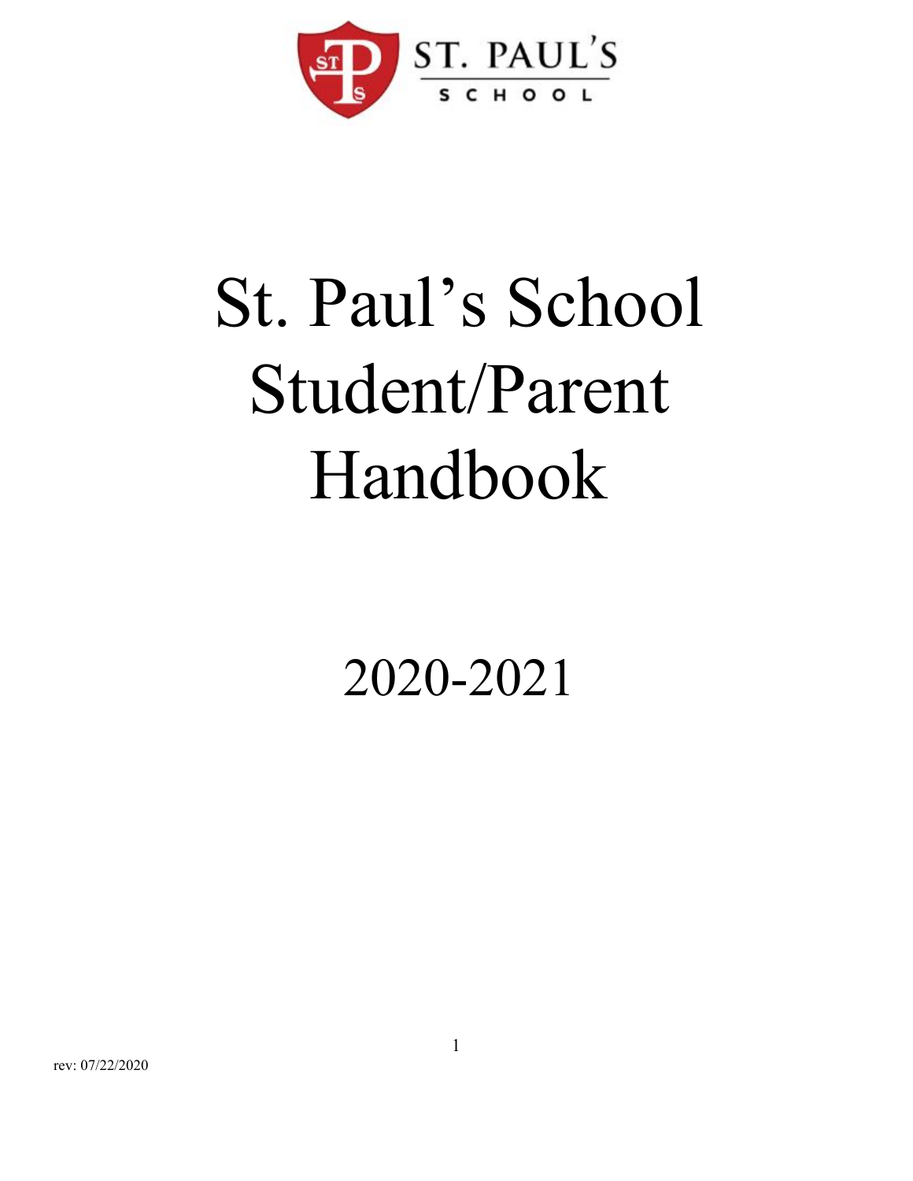ST. PAUL'S SCHOOL

# St. Paul's School Student/Parent Handbook

## 2020-2021

rev: 07/22/2020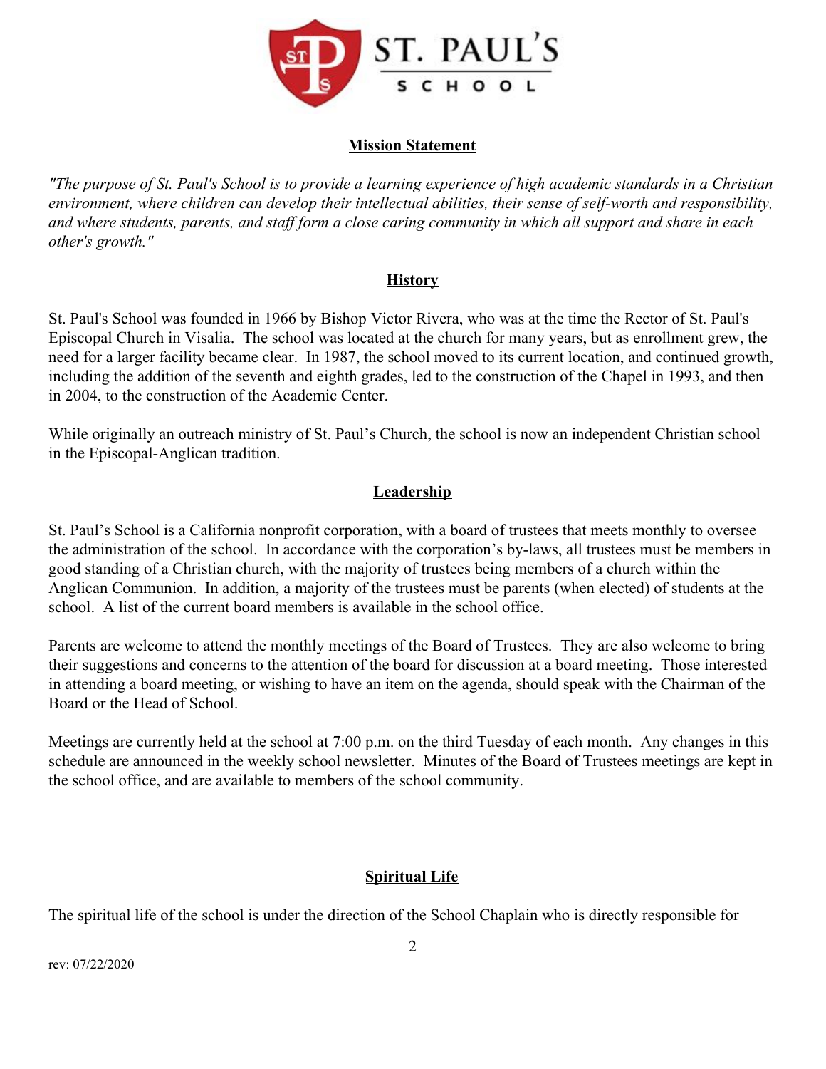## Mission Statement

*"The purpose of St. Paul's School is to provide a learning experience of high academic standards in a Christian environment, where children can develop their intellectual abilities, their sense of self-worth and responsibility, and where students, parents, and staff form a close caring community in which all support and share in each other's growth."*

## History

St. Paul's School was founded in 1966 by Bishop Victor Rivera, who was at the time the Rector of St. Paul's Episcopal Church in Visalia. The school was located at the church for many years, but as enrollment grew, the need for a larger facility became clear. In 1987, the school moved to its current location, and continued growth, including the addition of the seventh and eighth grades, led to the construction of the Chapel in 1993, and then in 2004, to the construction of the Academic Center.

While originally an outreach ministry of St. Paul's Church, the school is now an independent Christian school in the Episcopal-Anglican tradition.

## Leadership

St. Paul's School is a California nonprofit corporation, with a board of trustees that meets monthly to oversee the administration of the school. In accordance with the corporation's by-laws, all trustees must be members in good standing of a Christian church, with the majority of trustees being members of a church within the Anglican Communion. In addition, a majority of the trustees must be parents (when elected) of students at the school. A list of the current board members is available in the school office.

Parents are welcome to attend the monthly meetings of the Board of Trustees. They are also welcome to bring their suggestions and concerns to the attention of the board for discussion at a board meeting. Those interested in attending a board meeting, or wishing to have an item on the agenda, should speak with the Chairman of the Board or the Head of School.

Meetings are currently held at the school at 7:00 p.m. on the third Tuesday of each month. Any changes in this schedule are announced in the weekly school newsletter. Minutes of the Board of Trustees meetings are kept in the school office, and are available to members of the school community.

## Spiritual Life

The spiritual life of the school is under the direction of the School Chaplain who is directly responsible for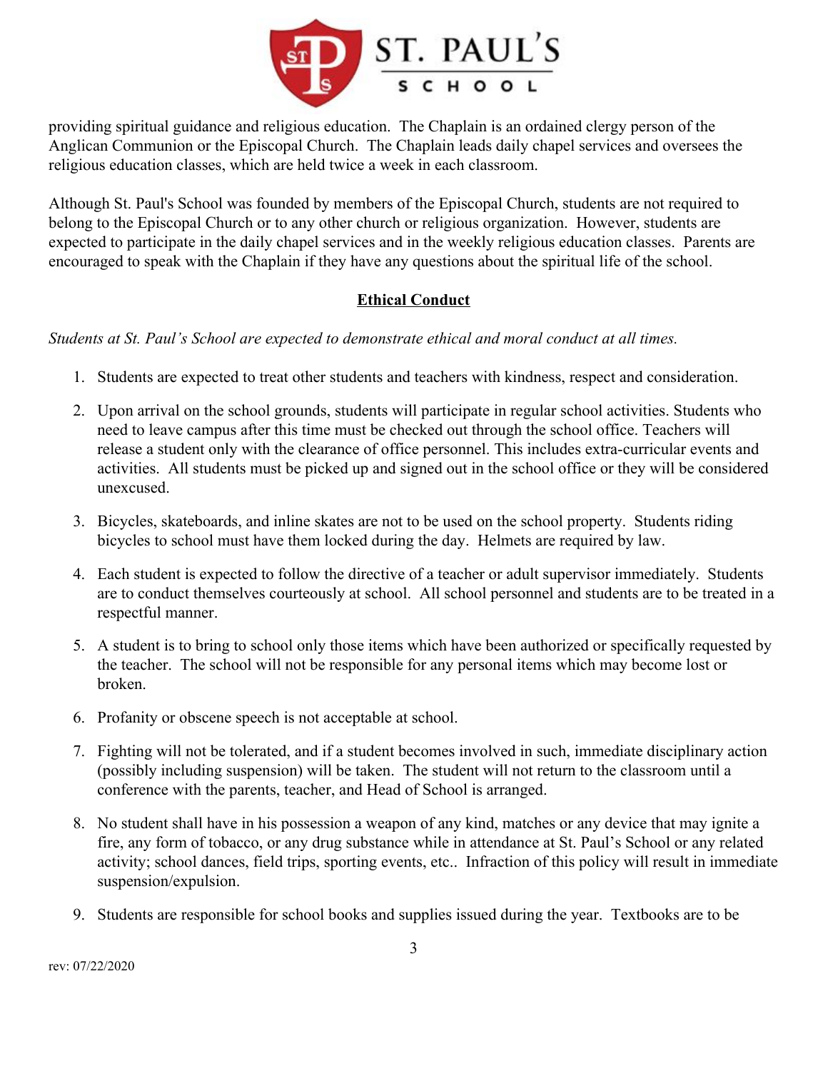providing spiritual guidance and religious education. The Chaplain is an ordained clergy person of the Anglican Communion or the Episcopal Church. The Chaplain leads daily chapel services and oversees the religious education classes, which are held twice a week in each classroom.

Although St. Paul's School was founded by members of the Episcopal Church, students are not required to belong to the Episcopal Church or to any other church or religious organization. However, students are expected to participate in the daily chapel services and in the weekly religious education classes. Parents are encouraged to speak with the Chaplain if they have any questions about the spiritual life of the school.

## Ethical Conduct

*Students at St. Paul's School are expected to demonstrate ethical and moral conduct at all times.*

1. Students are expected to treat other students and teachers with kindness, respect and consideration.
2. Upon arrival on the school grounds, students will participate in regular school activities. Students who need to leave campus after this time must be checked out through the school office. Teachers will release a student only with the clearance of office personnel. This includes extra-curricular events and activities. All students must be picked up and signed out in the school office or they will be considered unexcused.
3. Bicycles, skateboards, and inline skates are not to be used on the school property. Students riding bicycles to school must have them locked during the day. Helmets are required by law.
4. Each student is expected to follow the directive of a teacher or adult supervisor immediately. Students are to conduct themselves courteously at school. All school personnel and students are to be treated in a respectful manner.
5. A student is to bring to school only those items which have been authorized or specifically requested by the teacher. The school will not be responsible for any personal items which may become lost or broken.
6. Profanity or obscene speech is not acceptable at school.
7. Fighting will not be tolerated, and if a student becomes involved in such, immediate disciplinary action (possibly including suspension) will be taken. The student will not return to the classroom until a conference with the parents, teacher, and Head of School is arranged.
8. No student shall have in his possession a weapon of any kind, matches or any device that may ignite a fire, any form of tobacco, or any drug substance while in attendance at St. Paul's School or any related activity; school dances, field trips, sporting events, etc.. Infraction of this policy will result in immediate suspension/expulsion.
9. Students are responsible for school books and supplies issued during the year. Textbooks are to be

rev: 07/22/2020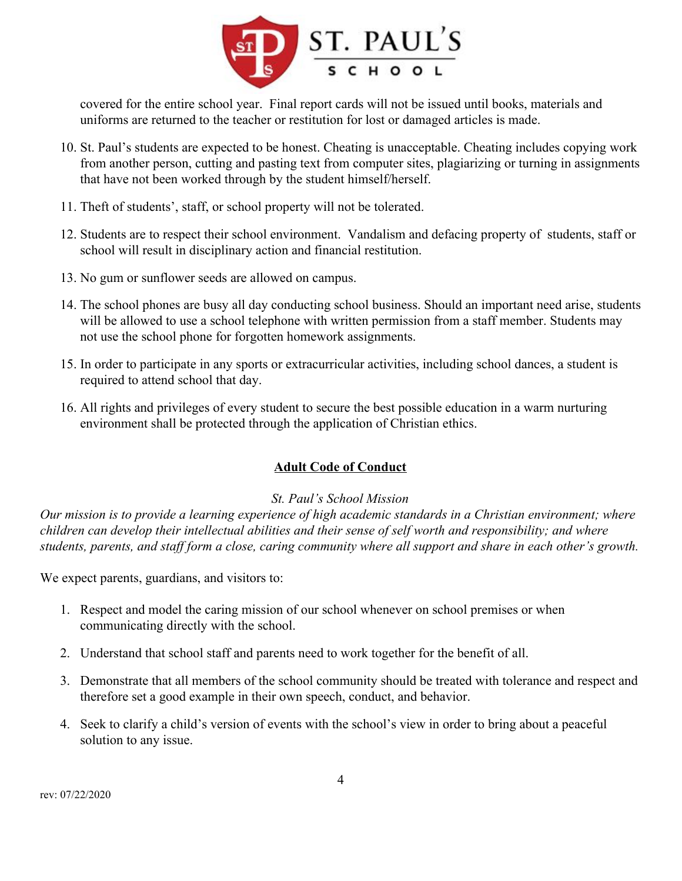covered for the entire school year. Final report cards will not be issued until books, materials and uniforms are returned to the teacher or restitution for lost or damaged articles is made.

10. St. Paul's students are expected to be honest. Cheating is unacceptable. Cheating includes copying work from another person, cutting and pasting text from computer sites, plagiarizing or turning in assignments that have not been worked through by the student himself/herself.
11. Theft of students', staff, or school property will not be tolerated.
12. Students are to respect their school environment. Vandalism and defacing property of students, staff or school will result in disciplinary action and financial restitution.
13. No gum or sunflower seeds are allowed on campus.
14. The school phones are busy all day conducting school business. Should an important need arise, students will be allowed to use a school telephone with written permission from a staff member. Students may not use the school phone for forgotten homework assignments.
15. In order to participate in any sports or extracurricular activities, including school dances, a student is required to attend school that day.
16. All rights and privileges of every student to secure the best possible education in a warm nurturing environment shall be protected through the application of Christian ethics.

## **<u>Adult Code of Conduct</u>**

*St. Paul's School Mission*

*Our mission is to provide a learning experience of high academic standards in a Christian environment; where children can develop their intellectual abilities and their sense of self worth and responsibility; and where students, parents, and staff form a close, caring community where all support and share in each other's growth.*

We expect parents, guardians, and visitors to:

1. Respect and model the caring mission of our school whenever on school premises or when communicating directly with the school.
2. Understand that school staff and parents need to work together for the benefit of all.
3. Demonstrate that all members of the school community should be treated with tolerance and respect and therefore set a good example in their own speech, conduct, and behavior.
4. Seek to clarify a child's version of events with the school's view in order to bring about a peaceful solution to any issue.

rev: 07/22/2020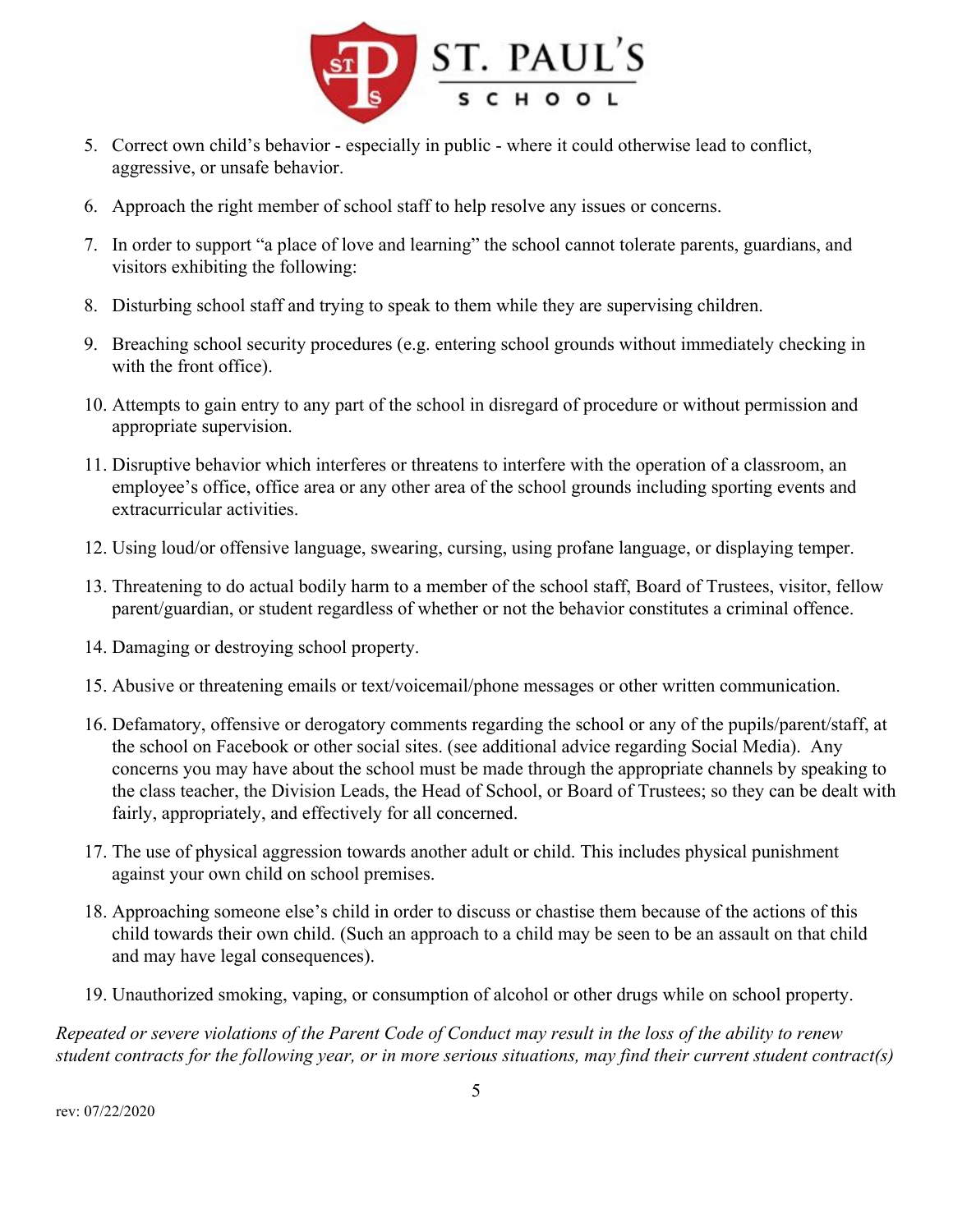5. Correct own child's behavior - especially in public - where it could otherwise lead to conflict, aggressive, or unsafe behavior.
6. Approach the right member of school staff to help resolve any issues or concerns.
7. In order to support "a place of love and learning" the school cannot tolerate parents, guardians, and visitors exhibiting the following:
8. Disturbing school staff and trying to speak to them while they are supervising children.
9. Breaching school security procedures (e.g. entering school grounds without immediately checking in with the front office).
10. Attempts to gain entry to any part of the school in disregard of procedure or without permission and appropriate supervision.
11. Disruptive behavior which interferes or threatens to interfere with the operation of a classroom, an employee's office, office area or any other area of the school grounds including sporting events and extracurricular activities.
12. Using loud/or offensive language, swearing, cursing, using profane language, or displaying temper.
13. Threatening to do actual bodily harm to a member of the school staff, Board of Trustees, visitor, fellow parent/guardian, or student regardless of whether or not the behavior constitutes a criminal offence.
14. Damaging or destroying school property.
15. Abusive or threatening emails or text/voicemail/phone messages or other written communication.
16. Defamatory, offensive or derogatory comments regarding the school or any of the pupils/parent/staff, at the school on Facebook or other social sites. (see additional advice regarding Social Media). Any concerns you may have about the school must be made through the appropriate channels by speaking to the class teacher, the Division Leads, the Head of School, or Board of Trustees; so they can be dealt with fairly, appropriately, and effectively for all concerned.
17. The use of physical aggression towards another adult or child. This includes physical punishment against your own child on school premises.
18. Approaching someone else's child in order to discuss or chastise them because of the actions of this child towards their own child. (Such an approach to a child may be seen to be an assault on that child and may have legal consequences).
19. Unauthorized smoking, vaping, or consumption of alcohol or other drugs while on school property.

*Repeated or severe violations of the Parent Code of Conduct may result in the loss of the ability to renew student contracts for the following year, or in more serious situations, may find their current student contract(s)*

rev: 07/22/2020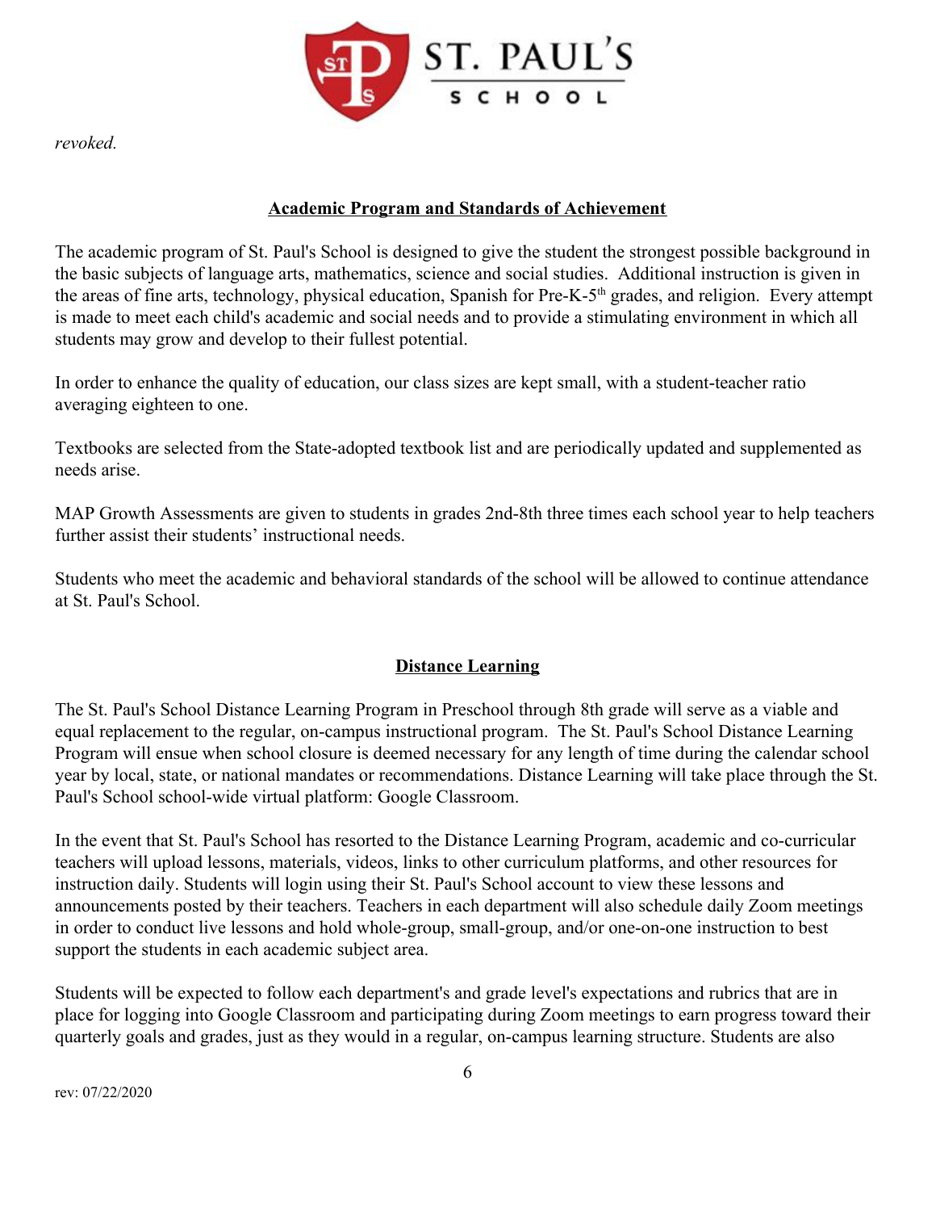*revoked.*

## Academic Program and Standards of Achievement

The academic program of St. Paul's School is designed to give the student the strongest possible background in the basic subjects of language arts, mathematics, science and social studies. Additional instruction is given in the areas of fine arts, technology, physical education, Spanish for Pre-K-5th grades, and religion. Every attempt is made to meet each child's academic and social needs and to provide a stimulating environment in which all students may grow and develop to their fullest potential.

In order to enhance the quality of education, our class sizes are kept small, with a student-teacher ratio averaging eighteen to one.

Textbooks are selected from the State-adopted textbook list and are periodically updated and supplemented as needs arise.

MAP Growth Assessments are given to students in grades 2nd-8th three times each school year to help teachers further assist their students' instructional needs.

Students who meet the academic and behavioral standards of the school will be allowed to continue attendance at St. Paul's School.

## Distance Learning

The St. Paul's School Distance Learning Program in Preschool through 8th grade will serve as a viable and equal replacement to the regular, on-campus instructional program. The St. Paul's School Distance Learning Program will ensue when school closure is deemed necessary for any length of time during the calendar school year by local, state, or national mandates or recommendations. Distance Learning will take place through the St. Paul's School school-wide virtual platform: Google Classroom.

In the event that St. Paul's School has resorted to the Distance Learning Program, academic and co-curricular teachers will upload lessons, materials, videos, links to other curriculum platforms, and other resources for instruction daily. Students will login using their St. Paul's School account to view these lessons and announcements posted by their teachers. Teachers in each department will also schedule daily Zoom meetings in order to conduct live lessons and hold whole-group, small-group, and/or one-on-one instruction to best support the students in each academic subject area.

Students will be expected to follow each department's and grade level's expectations and rubrics that are in place for logging into Google Classroom and participating during Zoom meetings to earn progress toward their quarterly goals and grades, just as they would in a regular, on-campus learning structure. Students are also

rev: 07/22/2020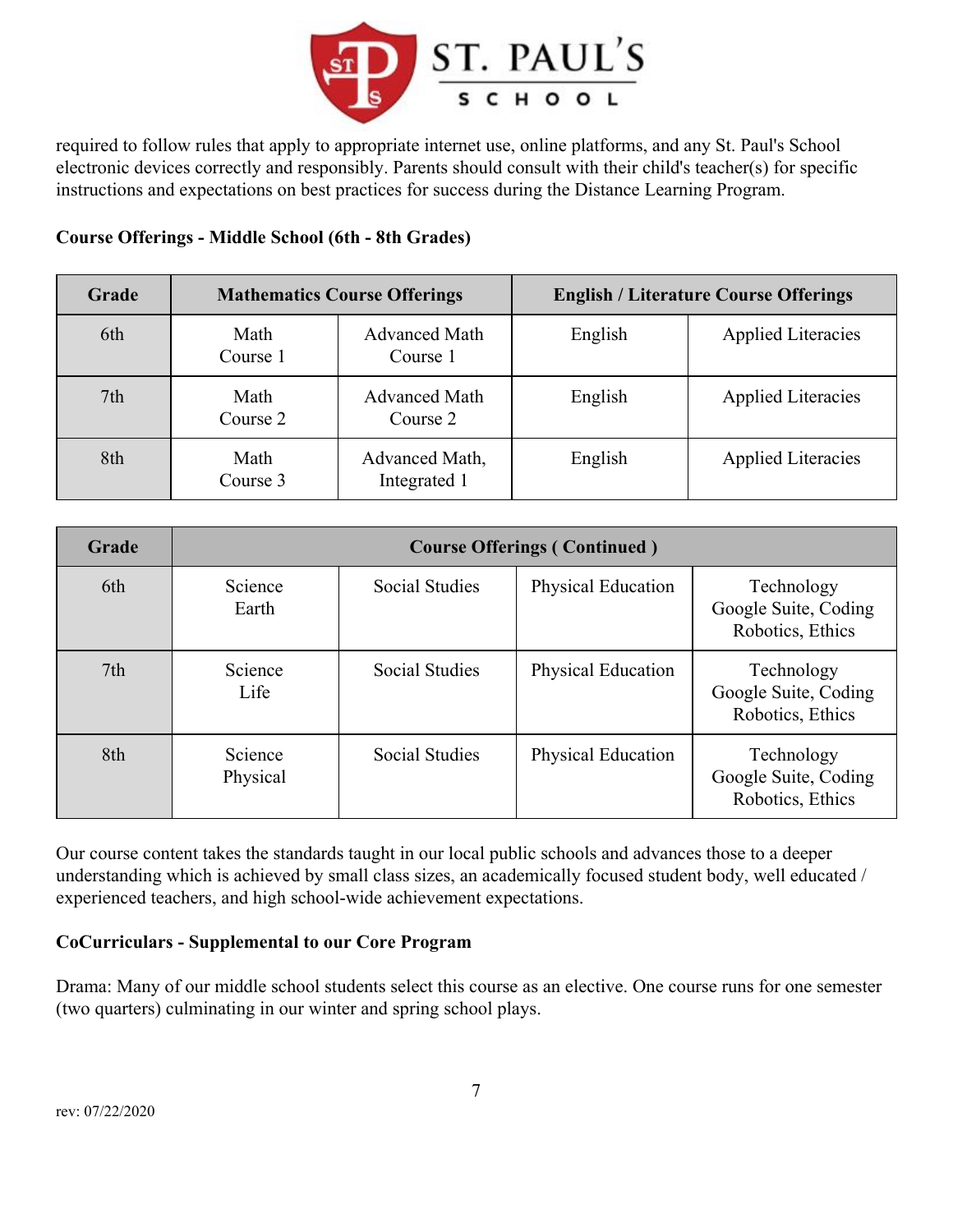required to follow rules that apply to appropriate internet use, online platforms, and any St. Paul's School electronic devices correctly and responsibly. Parents should consult with their child's teacher(s) for specific instructions and expectations on best practices for success during the Distance Learning Program.

**Course Offerings - Middle School (6th - 8th Grades)**

| Grade | Mathematics Course Offerings | | English / Literature Course Offerings | |
|---|---|---|---|---|
| 6th | Math Course 1 | Advanced Math Course 1 | English | Applied Literacies |
| 7th | Math Course 2 | Advanced Math Course 2 | English | Applied Literacies |
| 8th | Math Course 3 | Advanced Math, Integrated 1 | English | Applied Literacies |

| Grade | Course Offerings ( Continued ) | | | |
|---|---|---|---|---|
| 6th | Science Earth | Social Studies | Physical Education | Technology Google Suite, Coding Robotics, Ethics |
| 7th | Science Life | Social Studies | Physical Education | Technology Google Suite, Coding Robotics, Ethics |
| 8th | Science Physical | Social Studies | Physical Education | Technology Google Suite, Coding Robotics, Ethics |

Our course content takes the standards taught in our local public schools and advances those to a deeper understanding which is achieved by small class sizes, an academically focused student body, well educated / experienced teachers, and high school-wide achievement expectations.

**CoCurriculars - Supplemental to our Core Program**

Drama: Many of our middle school students select this course as an elective. One course runs for one semester (two quarters) culminating in our winter and spring school plays.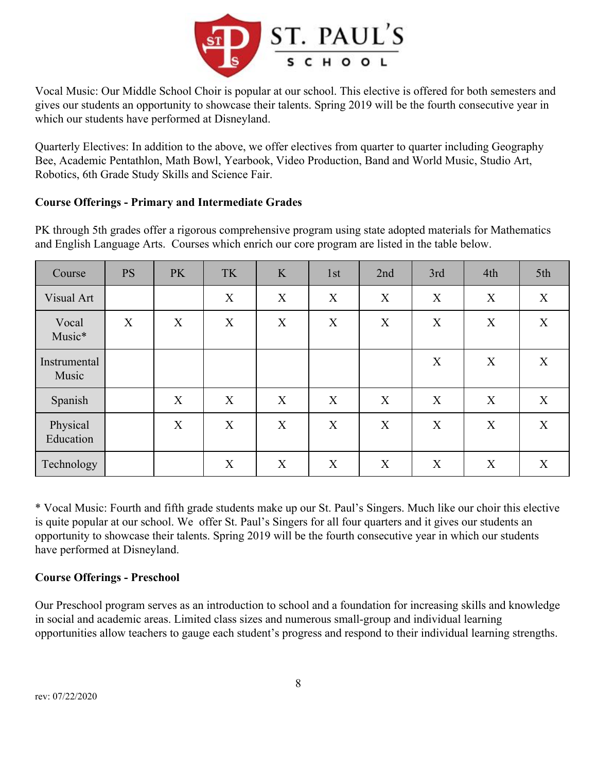Vocal Music: Our Middle School Choir is popular at our school. This elective is offered for both semesters and gives our students an opportunity to showcase their talents. Spring 2019 will be the fourth consecutive year in which our students have performed at Disneyland.

Quarterly Electives: In addition to the above, we offer electives from quarter to quarter including Geography Bee, Academic Pentathlon, Math Bowl, Yearbook, Video Production, Band and World Music, Studio Art, Robotics, 6th Grade Study Skills and Science Fair.

**Course Offerings - Primary and Intermediate Grades**

PK through 5th grades offer a rigorous comprehensive program using state adopted materials for Mathematics and English Language Arts. Courses which enrich our core program are listed in the table below.

| Course | PS | PK | TK | K | 1st | 2nd | 3rd | 4th | 5th |
|---|---|---|---|---|---|---|---|---|---|
| Visual Art | | | X | X | X | X | X | X | X |
| Vocal Music* | X | X | X | X | X | X | X | X | X |
| Instrumental Music | | | | | | | X | X | X |
| Spanish | | X | X | X | X | X | X | X | X |
| Physical Education | | X | X | X | X | X | X | X | X |
| Technology | | | X | X | X | X | X | X | X |

* Vocal Music: Fourth and fifth grade students make up our St. Paul's Singers. Much like our choir this elective is quite popular at our school. We offer St. Paul's Singers for all four quarters and it gives our students an opportunity to showcase their talents. Spring 2019 will be the fourth consecutive year in which our students have performed at Disneyland.

**Course Offerings - Preschool**

Our Preschool program serves as an introduction to school and a foundation for increasing skills and knowledge in social and academic areas. Limited class sizes and numerous small-group and individual learning opportunities allow teachers to gauge each student's progress and respond to their individual learning strengths.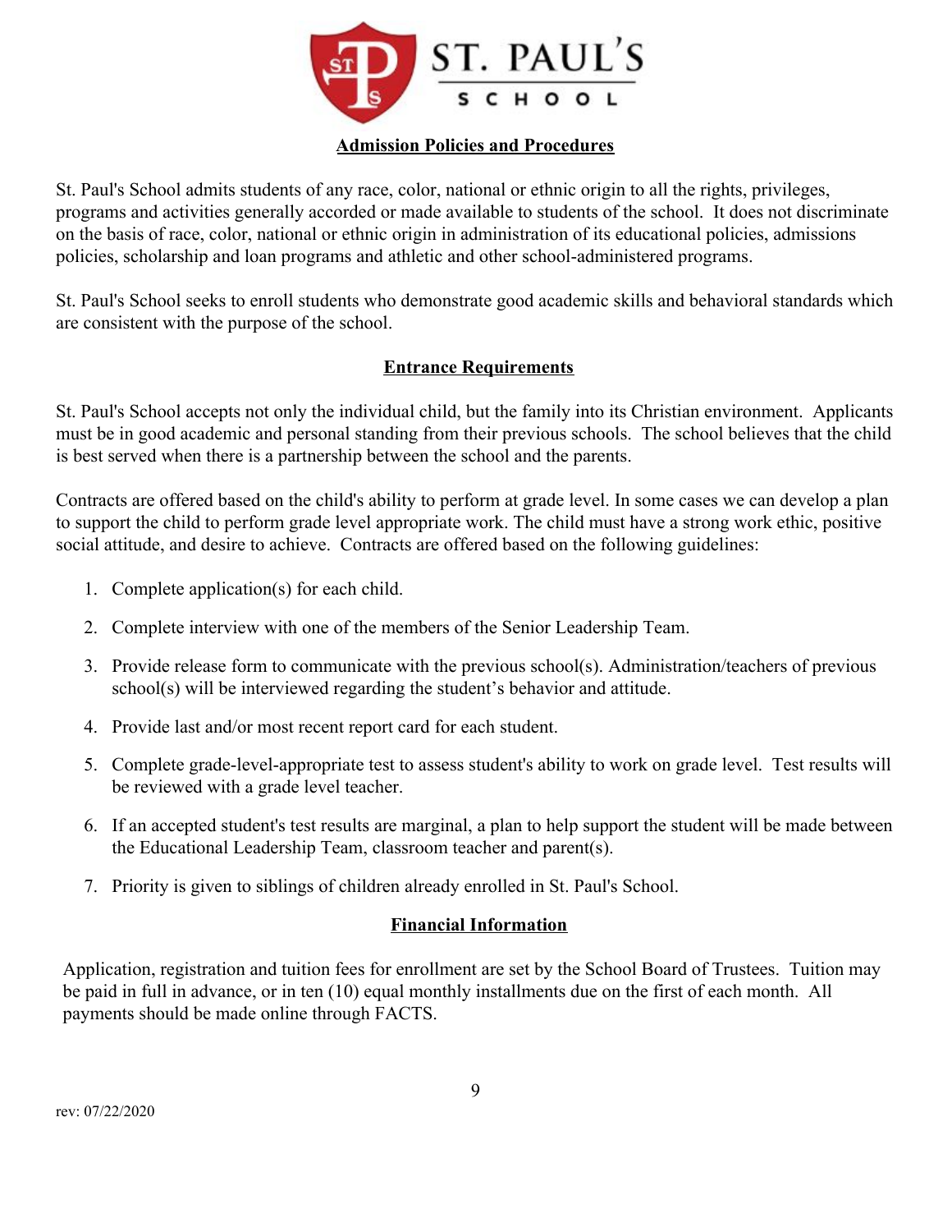## Admission Policies and Procedures

St. Paul's School admits students of any race, color, national or ethnic origin to all the rights, privileges, programs and activities generally accorded or made available to students of the school. It does not discriminate on the basis of race, color, national or ethnic origin in administration of its educational policies, admissions policies, scholarship and loan programs and athletic and other school-administered programs.

St. Paul's School seeks to enroll students who demonstrate good academic skills and behavioral standards which are consistent with the purpose of the school.

## Entrance Requirements

St. Paul's School accepts not only the individual child, but the family into its Christian environment. Applicants must be in good academic and personal standing from their previous schools. The school believes that the child is best served when there is a partnership between the school and the parents.

Contracts are offered based on the child's ability to perform at grade level. In some cases we can develop a plan to support the child to perform grade level appropriate work. The child must have a strong work ethic, positive social attitude, and desire to achieve. Contracts are offered based on the following guidelines:

1. Complete application(s) for each child.
2. Complete interview with one of the members of the Senior Leadership Team.
3. Provide release form to communicate with the previous school(s). Administration/teachers of previous school(s) will be interviewed regarding the student's behavior and attitude.
4. Provide last and/or most recent report card for each student.
5. Complete grade-level-appropriate test to assess student's ability to work on grade level. Test results will be reviewed with a grade level teacher.
6. If an accepted student's test results are marginal, a plan to help support the student will be made between the Educational Leadership Team, classroom teacher and parent(s).
7. Priority is given to siblings of children already enrolled in St. Paul's School.

## Financial Information

Application, registration and tuition fees for enrollment are set by the School Board of Trustees. Tuition may be paid in full in advance, or in ten (10) equal monthly installments due on the first of each month. All payments should be made online through FACTS.

rev: 07/22/2020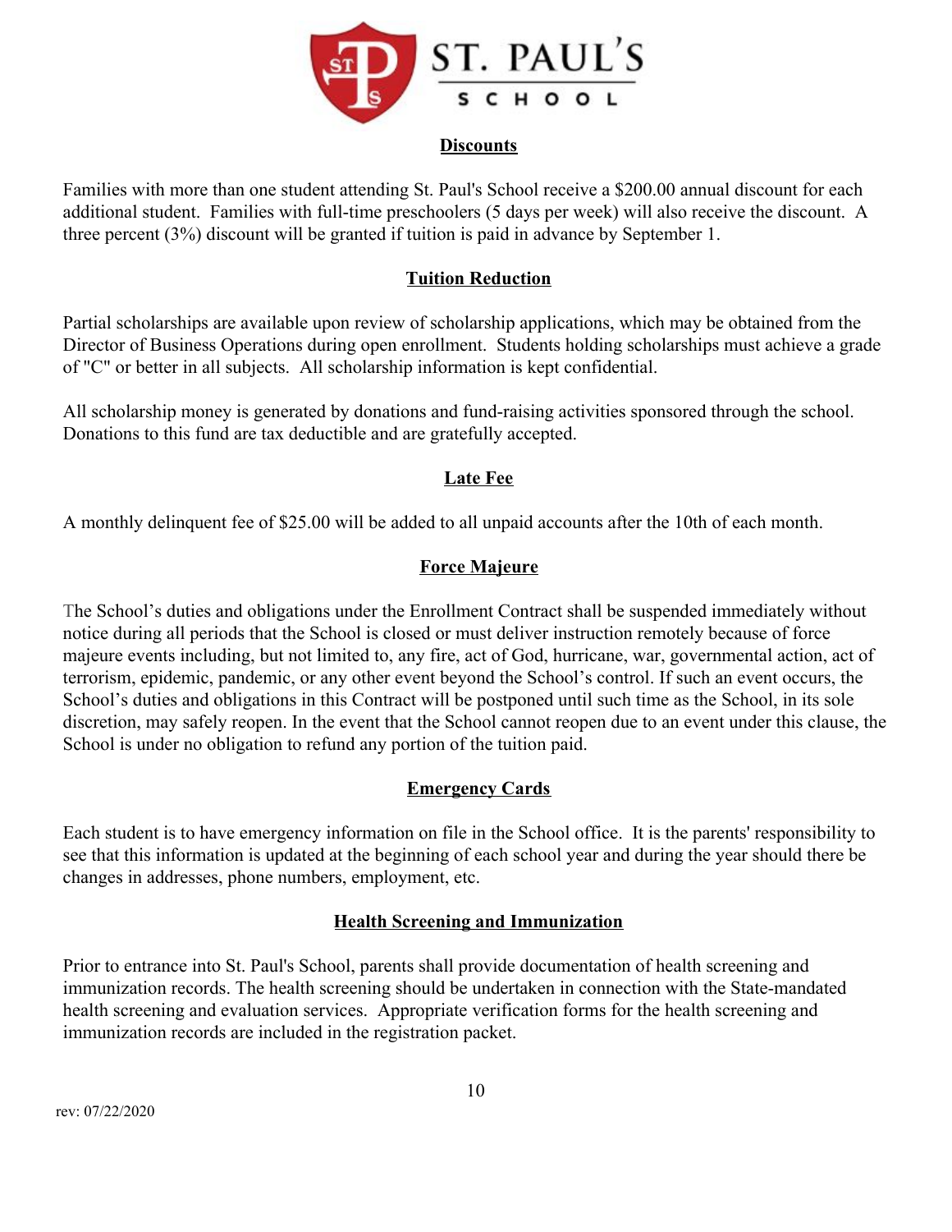## Discounts

Families with more than one student attending St. Paul's School receive a $200.00 annual discount for each additional student. Families with full-time preschoolers (5 days per week) will also receive the discount. A three percent (3%) discount will be granted if tuition is paid in advance by September 1.

## Tuition Reduction

Partial scholarships are available upon review of scholarship applications, which may be obtained from the Director of Business Operations during open enrollment. Students holding scholarships must achieve a grade of "C" or better in all subjects. All scholarship information is kept confidential.

All scholarship money is generated by donations and fund-raising activities sponsored through the school. Donations to this fund are tax deductible and are gratefully accepted.

## Late Fee

A monthly delinquent fee of $25.00 will be added to all unpaid accounts after the 10th of each month.

## Force Majeure

The School's duties and obligations under the Enrollment Contract shall be suspended immediately without notice during all periods that the School is closed or must deliver instruction remotely because of force majeure events including, but not limited to, any fire, act of God, hurricane, war, governmental action, act of terrorism, epidemic, pandemic, or any other event beyond the School's control. If such an event occurs, the School's duties and obligations in this Contract will be postponed until such time as the School, in its sole discretion, may safely reopen. In the event that the School cannot reopen due to an event under this clause, the School is under no obligation to refund any portion of the tuition paid.

## Emergency Cards

Each student is to have emergency information on file in the School office. It is the parents' responsibility to see that this information is updated at the beginning of each school year and during the year should there be changes in addresses, phone numbers, employment, etc.

## Health Screening and Immunization

Prior to entrance into St. Paul's School, parents shall provide documentation of health screening and immunization records. The health screening should be undertaken in connection with the State-mandated health screening and evaluation services. Appropriate verification forms for the health screening and immunization records are included in the registration packet.

rev: 07/22/2020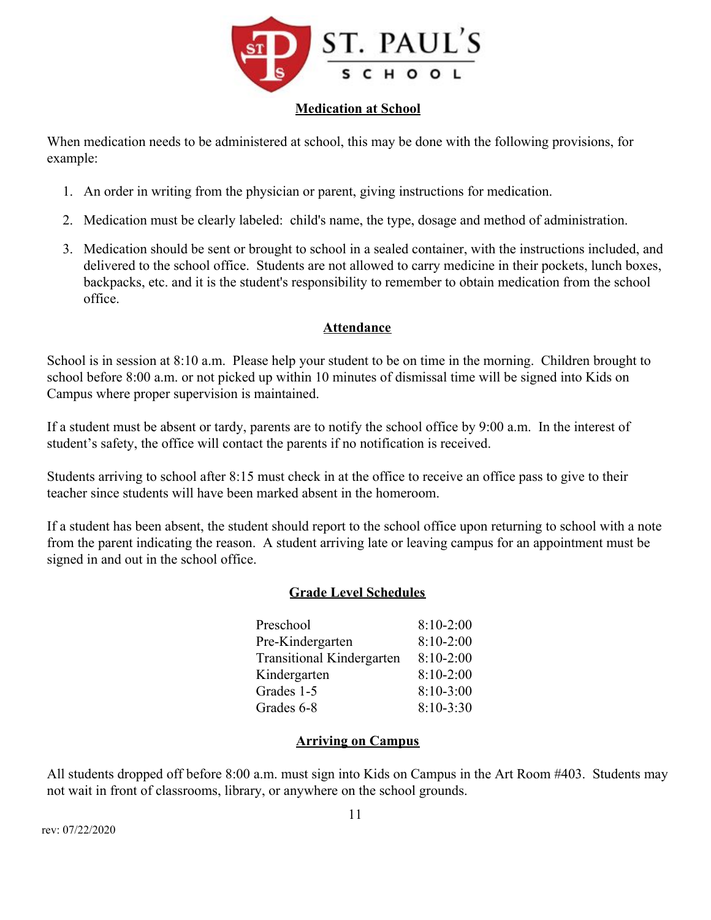## Medication at School

When medication needs to be administered at school, this may be done with the following provisions, for example:

1. An order in writing from the physician or parent, giving instructions for medication.
2. Medication must be clearly labeled: child's name, the type, dosage and method of administration.
3. Medication should be sent or brought to school in a sealed container, with the instructions included, and delivered to the school office. Students are not allowed to carry medicine in their pockets, lunch boxes, backpacks, etc. and it is the student's responsibility to remember to obtain medication from the school office.

## Attendance

School is in session at 8:10 a.m. Please help your student to be on time in the morning. Children brought to school before 8:00 a.m. or not picked up within 10 minutes of dismissal time will be signed into Kids on Campus where proper supervision is maintained.

If a student must be absent or tardy, parents are to notify the school office by 9:00 a.m. In the interest of student's safety, the office will contact the parents if no notification is received.

Students arriving to school after 8:15 must check in at the office to receive an office pass to give to their teacher since students will have been marked absent in the homeroom.

If a student has been absent, the student should report to the school office upon returning to school with a note from the parent indicating the reason. A student arriving late or leaving campus for an appointment must be signed in and out in the school office.

## Grade Level Schedules

| | |
|---|---|
| Preschool | 8:10-2:00 |
| Pre-Kindergarten | 8:10-2:00 |
| Transitional Kindergarten | 8:10-2:00 |
| Kindergarten | 8:10-2:00 |
| Grades 1-5 | 8:10-3:00 |
| Grades 6-8 | 8:10-3:30 |

## Arriving on Campus

All students dropped off before 8:00 a.m. must sign into Kids on Campus in the Art Room #403. Students may not wait in front of classrooms, library, or anywhere on the school grounds.

rev: 07/22/2020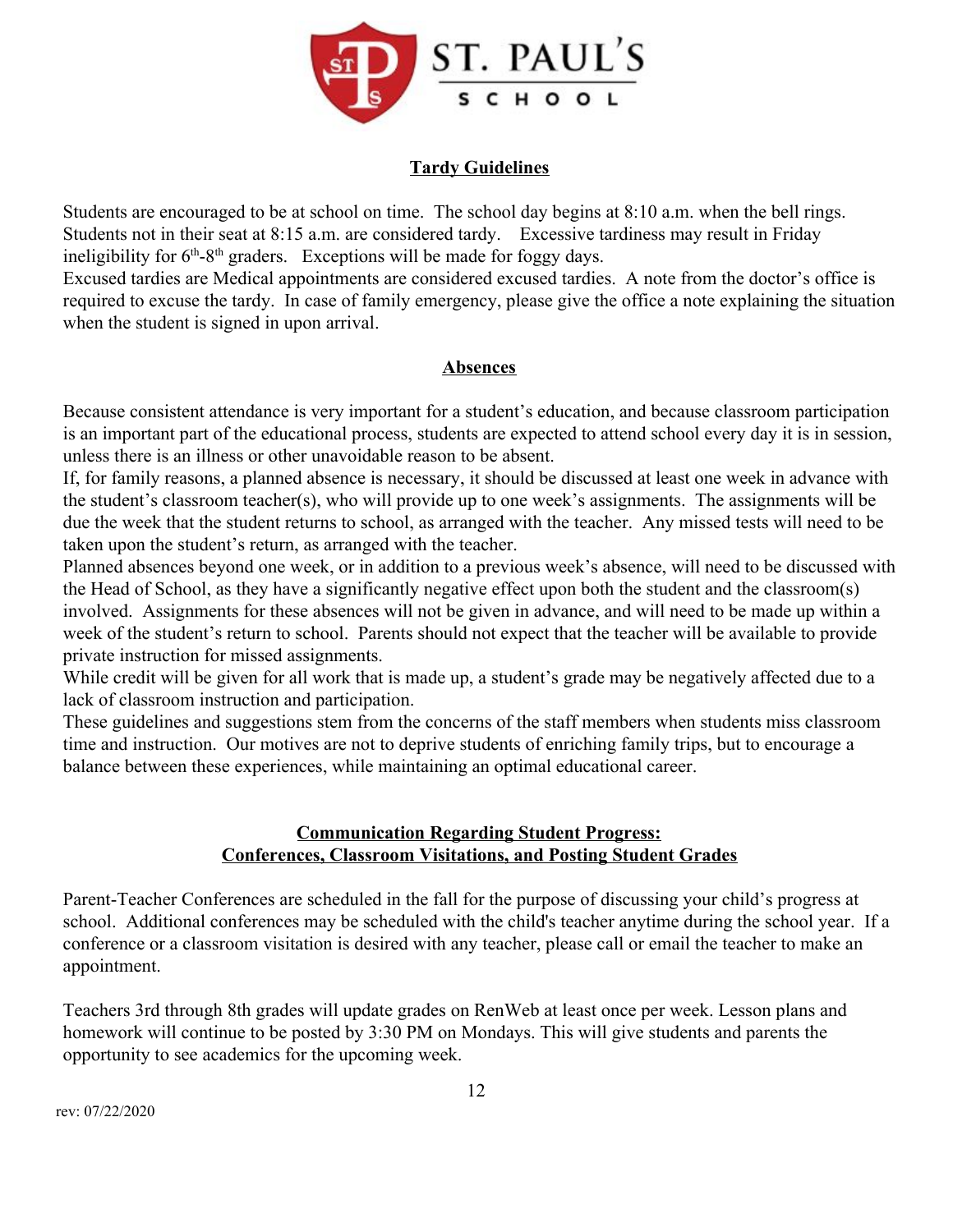## Tardy Guidelines

Students are encouraged to be at school on time. The school day begins at 8:10 a.m. when the bell rings. Students not in their seat at 8:15 a.m. are considered tardy. Excessive tardiness may result in Friday ineligibility for 6th-8th graders. Exceptions will be made for foggy days.
Excused tardies are Medical appointments are considered excused tardies. A note from the doctor's office is required to excuse the tardy. In case of family emergency, please give the office a note explaining the situation when the student is signed in upon arrival.

## Absences

Because consistent attendance is very important for a student's education, and because classroom participation is an important part of the educational process, students are expected to attend school every day it is in session, unless there is an illness or other unavoidable reason to be absent.
If, for family reasons, a planned absence is necessary, it should be discussed at least one week in advance with the student's classroom teacher(s), who will provide up to one week's assignments. The assignments will be due the week that the student returns to school, as arranged with the teacher. Any missed tests will need to be taken upon the student's return, as arranged with the teacher.
Planned absences beyond one week, or in addition to a previous week's absence, will need to be discussed with the Head of School, as they have a significantly negative effect upon both the student and the classroom(s) involved. Assignments for these absences will not be given in advance, and will need to be made up within a week of the student's return to school. Parents should not expect that the teacher will be available to provide private instruction for missed assignments.
While credit will be given for all work that is made up, a student's grade may be negatively affected due to a lack of classroom instruction and participation.
These guidelines and suggestions stem from the concerns of the staff members when students miss classroom time and instruction. Our motives are not to deprive students of enriching family trips, but to encourage a balance between these experiences, while maintaining an optimal educational career.

## Communication Regarding Student Progress: Conferences, Classroom Visitations, and Posting Student Grades

Parent-Teacher Conferences are scheduled in the fall for the purpose of discussing your child's progress at school. Additional conferences may be scheduled with the child's teacher anytime during the school year. If a conference or a classroom visitation is desired with any teacher, please call or email the teacher to make an appointment.

Teachers 3rd through 8th grades will update grades on RenWeb at least once per week. Lesson plans and homework will continue to be posted by 3:30 PM on Mondays. This will give students and parents the opportunity to see academics for the upcoming week.

rev: 07/22/2020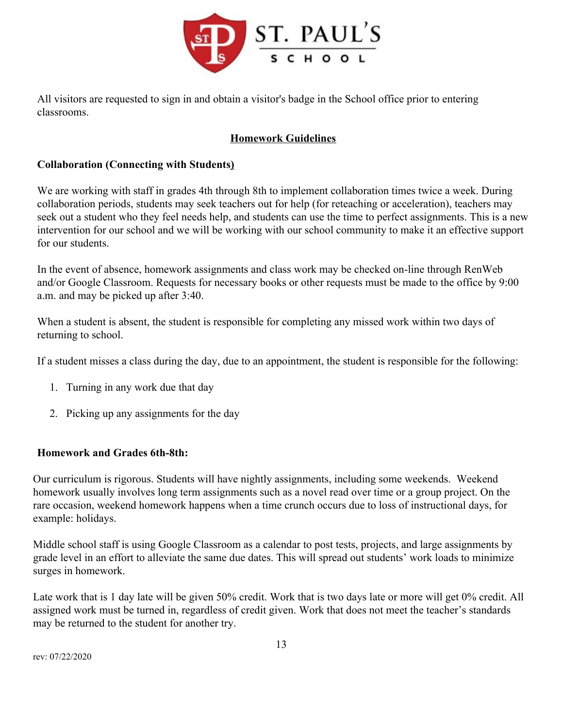All visitors are requested to sign in and obtain a visitor's badge in the School office prior to entering classrooms.

## Homework Guidelines

### Collaboration (Connecting with Students)

We are working with staff in grades 4th through 8th to implement collaboration times twice a week. During collaboration periods, students may seek teachers out for help (for reteaching or acceleration), teachers may seek out a student who they feel needs help, and students can use the time to perfect assignments. This is a new intervention for our school and we will be working with our school community to make it an effective support for our students.

In the event of absence, homework assignments and class work may be checked on-line through RenWeb and/or Google Classroom. Requests for necessary books or other requests must be made to the office by 9:00 a.m. and may be picked up after 3:40.

When a student is absent, the student is responsible for completing any missed work within two days of returning to school.

If a student misses a class during the day, due to an appointment, the student is responsible for the following:

1. Turning in any work due that day
2. Picking up any assignments for the day

### Homework and Grades 6th-8th:

Our curriculum is rigorous. Students will have nightly assignments, including some weekends. Weekend homework usually involves long term assignments such as a novel read over time or a group project. On the rare occasion, weekend homework happens when a time crunch occurs due to loss of instructional days, for example: holidays.

Middle school staff is using Google Classroom as a calendar to post tests, projects, and large assignments by grade level in an effort to alleviate the same due dates. This will spread out students' work loads to minimize surges in homework.

Late work that is 1 day late will be given 50% credit. Work that is two days late or more will get 0% credit. All assigned work must be turned in, regardless of credit given. Work that does not meet the teacher's standards may be returned to the student for another try.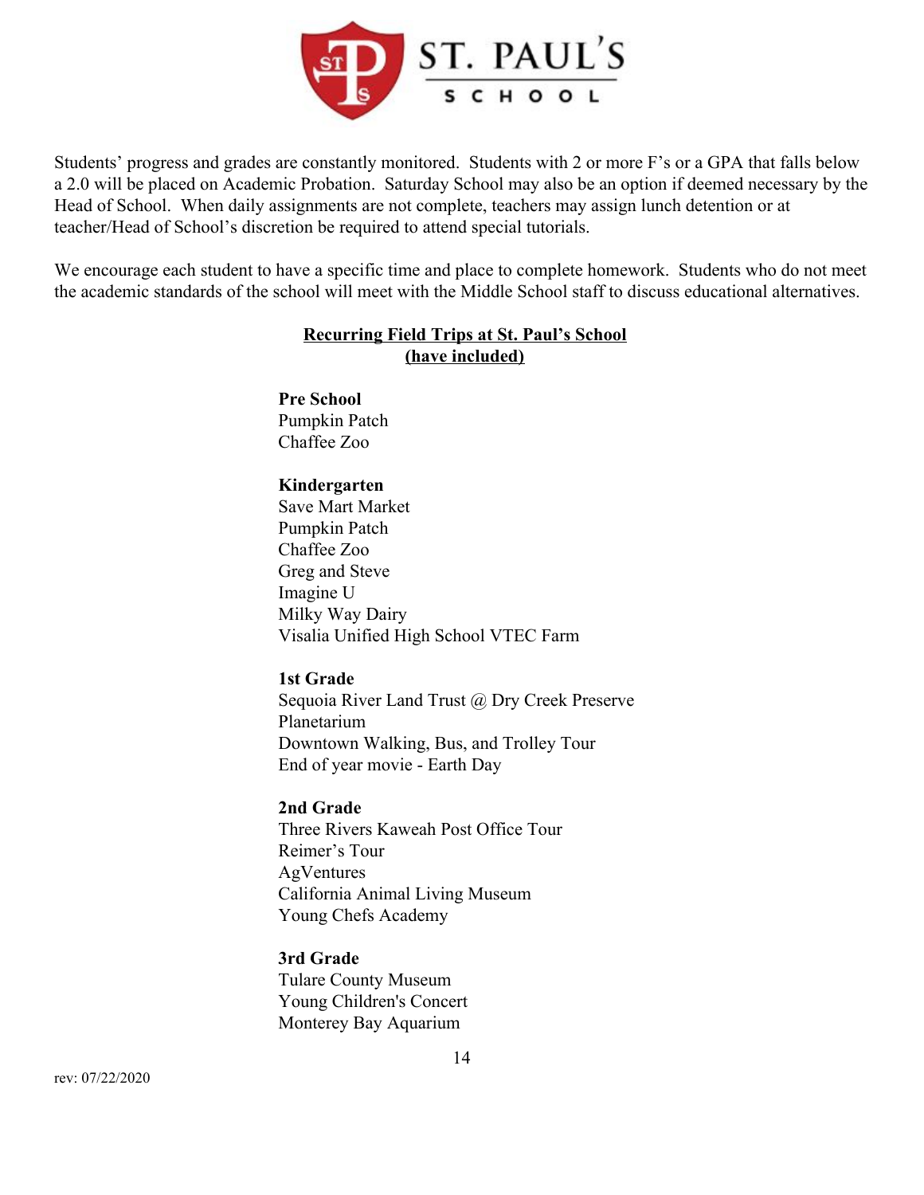Students' progress and grades are constantly monitored. Students with 2 or more F's or a GPA that falls below a 2.0 will be placed on Academic Probation. Saturday School may also be an option if deemed necessary by the Head of School. When daily assignments are not complete, teachers may assign lunch detention or at teacher/Head of School's discretion be required to attend special tutorials.

We encourage each student to have a specific time and place to complete homework. Students who do not meet the academic standards of the school will meet with the Middle School staff to discuss educational alternatives.

## Recurring Field Trips at St. Paul's School (have included)

**Pre School**
Pumpkin Patch
Chaffee Zoo

**Kindergarten**
Save Mart Market
Pumpkin Patch
Chaffee Zoo
Greg and Steve
Imagine U
Milky Way Dairy
Visalia Unified High School VTEC Farm

**1st Grade**
Sequoia River Land Trust @ Dry Creek Preserve
Planetarium
Downtown Walking, Bus, and Trolley Tour
End of year movie - Earth Day

**2nd Grade**
Three Rivers Kaweah Post Office Tour
Reimer's Tour
AgVentures
California Animal Living Museum
Young Chefs Academy

**3rd Grade**
Tulare County Museum
Young Children's Concert
Monterey Bay Aquarium

rev: 07/22/2020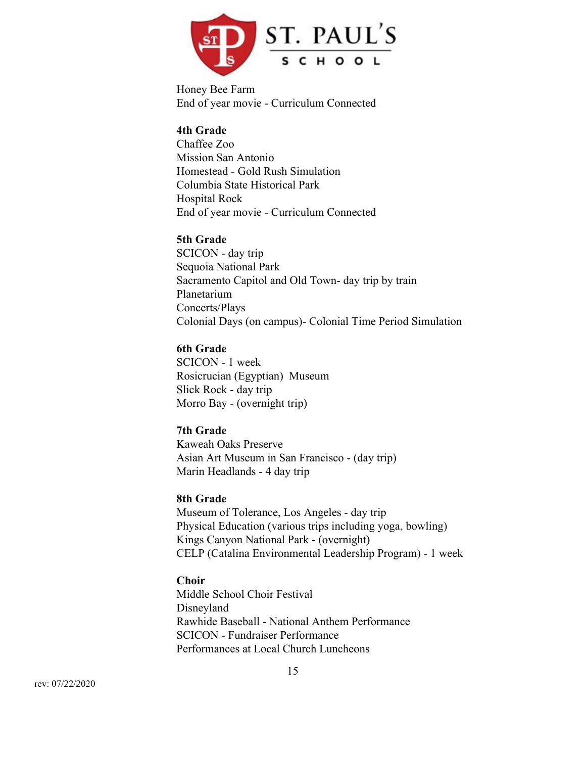Honey Bee Farm
End of year movie - Curriculum Connected

**4th Grade**
Chaffee Zoo
Mission San Antonio
Homestead - Gold Rush Simulation
Columbia State Historical Park
Hospital Rock
End of year movie - Curriculum Connected

**5th Grade**
SCICON - day trip
Sequoia National Park
Sacramento Capitol and Old Town- day trip by train
Planetarium
Concerts/Plays
Colonial Days (on campus)- Colonial Time Period Simulation

**6th Grade**
SCICON - 1 week
Rosicrucian (Egyptian) Museum
Slick Rock - day trip
Morro Bay - (overnight trip)

**7th Grade**
Kaweah Oaks Preserve
Asian Art Museum in San Francisco - (day trip)
Marin Headlands - 4 day trip

**8th Grade**
Museum of Tolerance, Los Angeles - day trip
Physical Education (various trips including yoga, bowling)
Kings Canyon National Park - (overnight)
CELP (Catalina Environmental Leadership Program) - 1 week

**Choir**
Middle School Choir Festival
Disneyland
Rawhide Baseball - National Anthem Performance
SCICON - Fundraiser Performance
Performances at Local Church Luncheons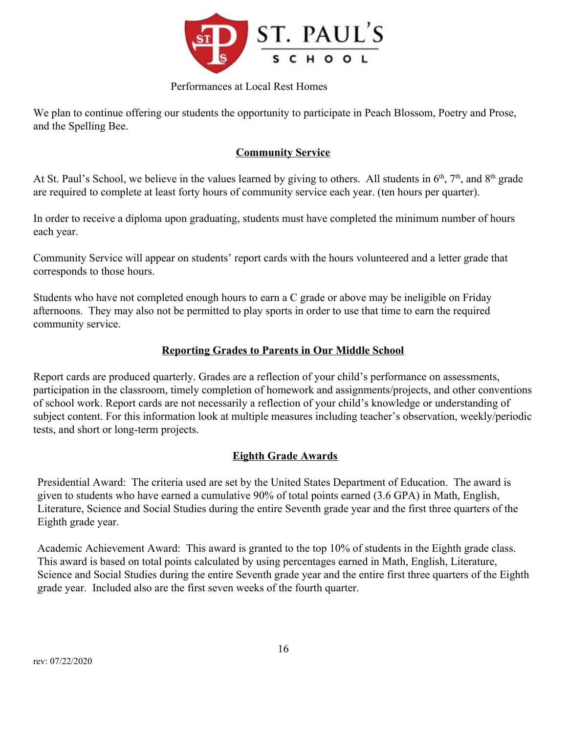Performances at Local Rest Homes

We plan to continue offering our students the opportunity to participate in Peach Blossom, Poetry and Prose, and the Spelling Bee.

## Community Service

At St. Paul's School, we believe in the values learned by giving to others. All students in 6th, 7th, and 8th grade are required to complete at least forty hours of community service each year. (ten hours per quarter).

In order to receive a diploma upon graduating, students must have completed the minimum number of hours each year.

Community Service will appear on students' report cards with the hours volunteered and a letter grade that corresponds to those hours.

Students who have not completed enough hours to earn a C grade or above may be ineligible on Friday afternoons. They may also not be permitted to play sports in order to use that time to earn the required community service.

## Reporting Grades to Parents in Our Middle School

Report cards are produced quarterly. Grades are a reflection of your child's performance on assessments, participation in the classroom, timely completion of homework and assignments/projects, and other conventions of school work. Report cards are not necessarily a reflection of your child's knowledge or understanding of subject content. For this information look at multiple measures including teacher's observation, weekly/periodic tests, and short or long-term projects.

## Eighth Grade Awards

Presidential Award: The criteria used are set by the United States Department of Education. The award is given to students who have earned a cumulative 90% of total points earned (3.6 GPA) in Math, English, Literature, Science and Social Studies during the entire Seventh grade year and the first three quarters of the Eighth grade year.

Academic Achievement Award: This award is granted to the top 10% of students in the Eighth grade class. This award is based on total points calculated by using percentages earned in Math, English, Literature, Science and Social Studies during the entire Seventh grade year and the entire first three quarters of the Eighth grade year. Included also are the first seven weeks of the fourth quarter.

rev: 07/22/2020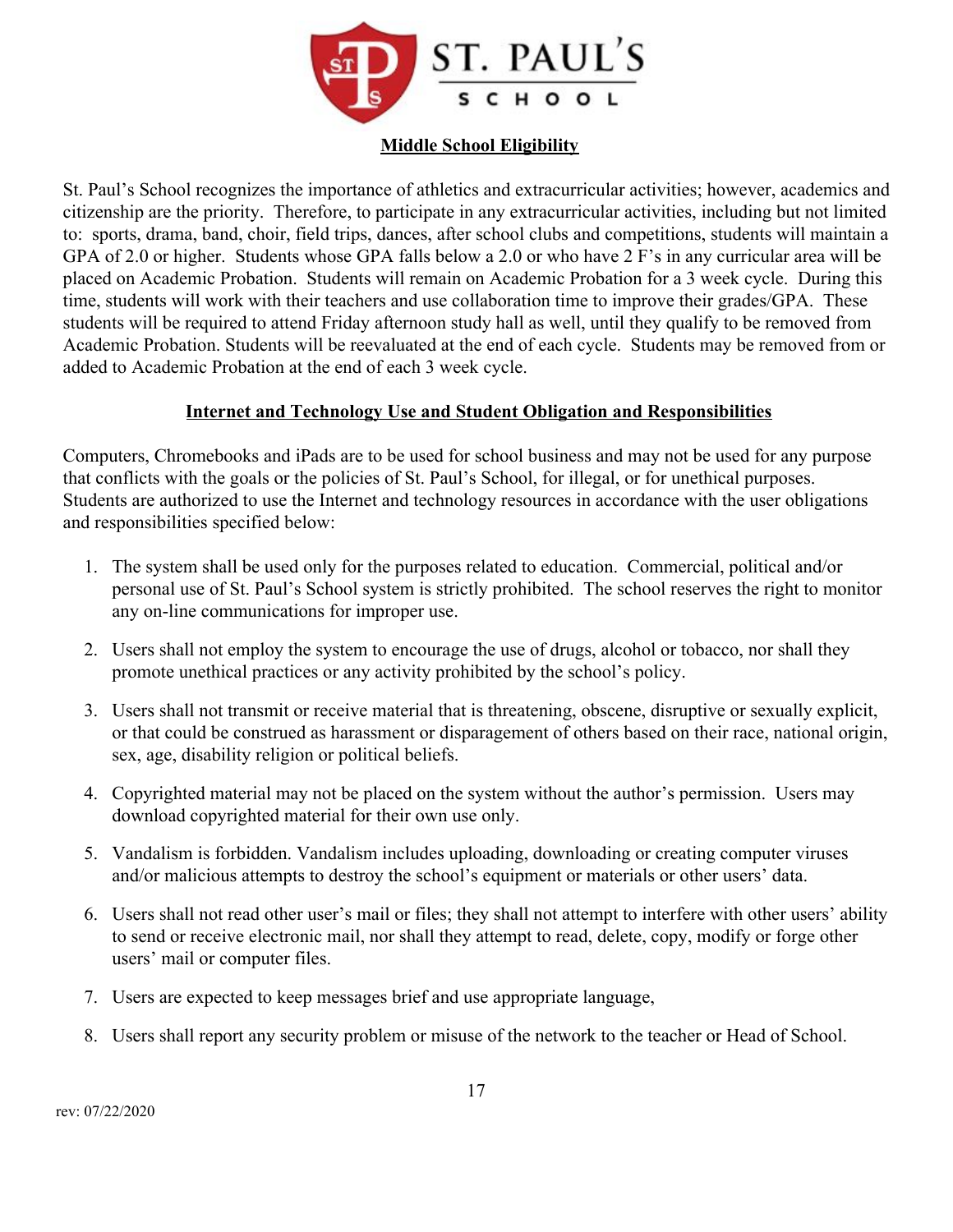## Middle School Eligibility

St. Paul's School recognizes the importance of athletics and extracurricular activities; however, academics and citizenship are the priority. Therefore, to participate in any extracurricular activities, including but not limited to: sports, drama, band, choir, field trips, dances, after school clubs and competitions, students will maintain a GPA of 2.0 or higher. Students whose GPA falls below a 2.0 or who have 2 F's in any curricular area will be placed on Academic Probation. Students will remain on Academic Probation for a 3 week cycle. During this time, students will work with their teachers and use collaboration time to improve their grades/GPA. These students will be required to attend Friday afternoon study hall as well, until they qualify to be removed from Academic Probation. Students will be reevaluated at the end of each cycle. Students may be removed from or added to Academic Probation at the end of each 3 week cycle.

## Internet and Technology Use and Student Obligation and Responsibilities

Computers, Chromebooks and iPads are to be used for school business and may not be used for any purpose that conflicts with the goals or the policies of St. Paul's School, for illegal, or for unethical purposes. Students are authorized to use the Internet and technology resources in accordance with the user obligations and responsibilities specified below:

1. The system shall be used only for the purposes related to education. Commercial, political and/or personal use of St. Paul's School system is strictly prohibited. The school reserves the right to monitor any on-line communications for improper use.
2. Users shall not employ the system to encourage the use of drugs, alcohol or tobacco, nor shall they promote unethical practices or any activity prohibited by the school's policy.
3. Users shall not transmit or receive material that is threatening, obscene, disruptive or sexually explicit, or that could be construed as harassment or disparagement of others based on their race, national origin, sex, age, disability religion or political beliefs.
4. Copyrighted material may not be placed on the system without the author's permission. Users may download copyrighted material for their own use only.
5. Vandalism is forbidden. Vandalism includes uploading, downloading or creating computer viruses and/or malicious attempts to destroy the school's equipment or materials or other users' data.
6. Users shall not read other user's mail or files; they shall not attempt to interfere with other users' ability to send or receive electronic mail, nor shall they attempt to read, delete, copy, modify or forge other users' mail or computer files.
7. Users are expected to keep messages brief and use appropriate language,
8. Users shall report any security problem or misuse of the network to the teacher or Head of School.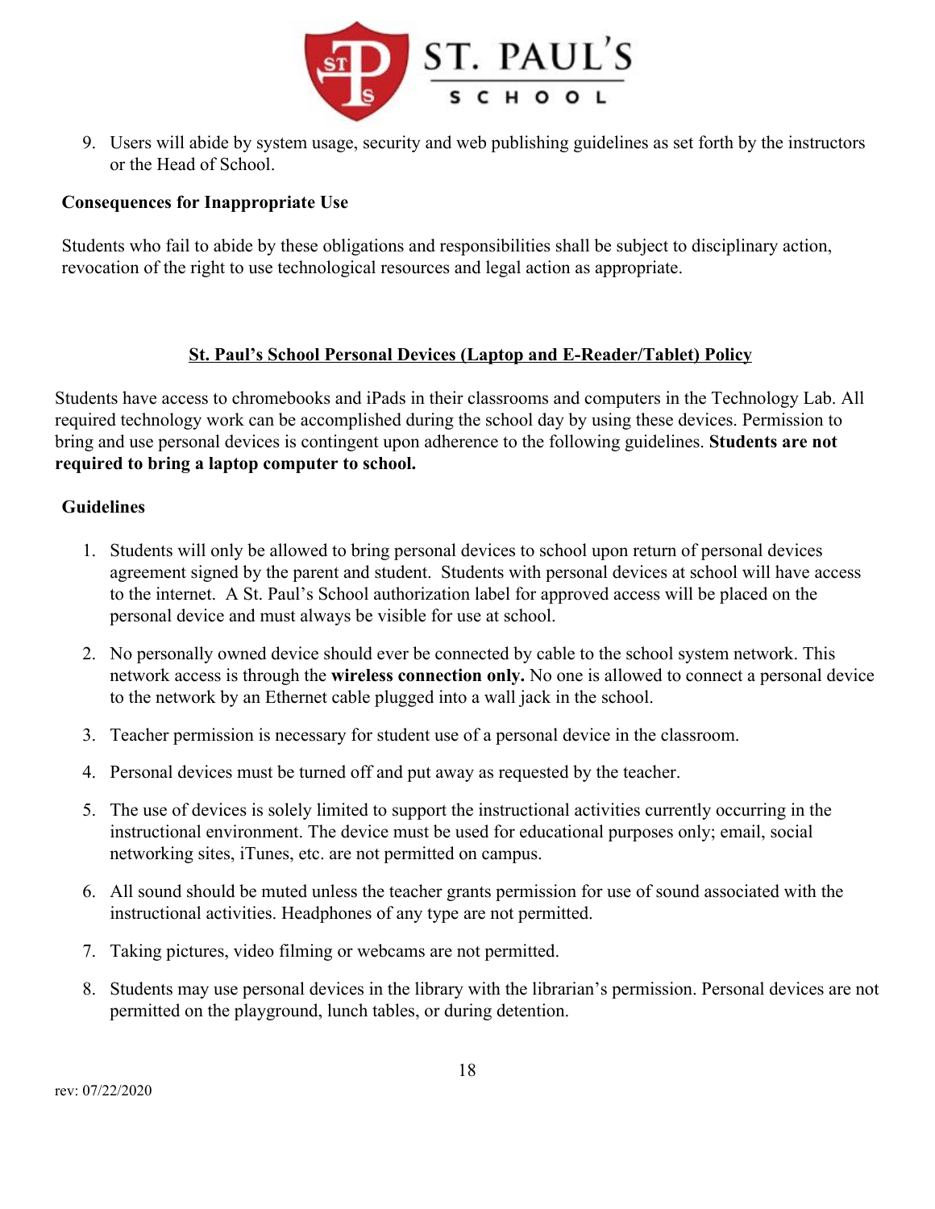9. Users will abide by system usage, security and web publishing guidelines as set forth by the instructors or the Head of School.

**Consequences for Inappropriate Use**

Students who fail to abide by these obligations and responsibilities shall be subject to disciplinary action, revocation of the right to use technological resources and legal action as appropriate.

## St. Paul's School Personal Devices (Laptop and E-Reader/Tablet) Policy

Students have access to chromebooks and iPads in their classrooms and computers in the Technology Lab. All required technology work can be accomplished during the school day by using these devices. Permission to bring and use personal devices is contingent upon adherence to the following guidelines. **Students are not required to bring a laptop computer to school.**

**Guidelines**

1. Students will only be allowed to bring personal devices to school upon return of personal devices agreement signed by the parent and student. Students with personal devices at school will have access to the internet. A St. Paul's School authorization label for approved access will be placed on the personal device and must always be visible for use at school.
2. No personally owned device should ever be connected by cable to the school system network. This network access is through the **wireless connection only.** No one is allowed to connect a personal device to the network by an Ethernet cable plugged into a wall jack in the school.
3. Teacher permission is necessary for student use of a personal device in the classroom.
4. Personal devices must be turned off and put away as requested by the teacher.
5. The use of devices is solely limited to support the instructional activities currently occurring in the instructional environment. The device must be used for educational purposes only; email, social networking sites, iTunes, etc. are not permitted on campus.
6. All sound should be muted unless the teacher grants permission for use of sound associated with the instructional activities. Headphones of any type are not permitted.
7. Taking pictures, video filming or webcams are not permitted.
8. Students may use personal devices in the library with the librarian's permission. Personal devices are not permitted on the playground, lunch tables, or during detention.

rev: 07/22/2020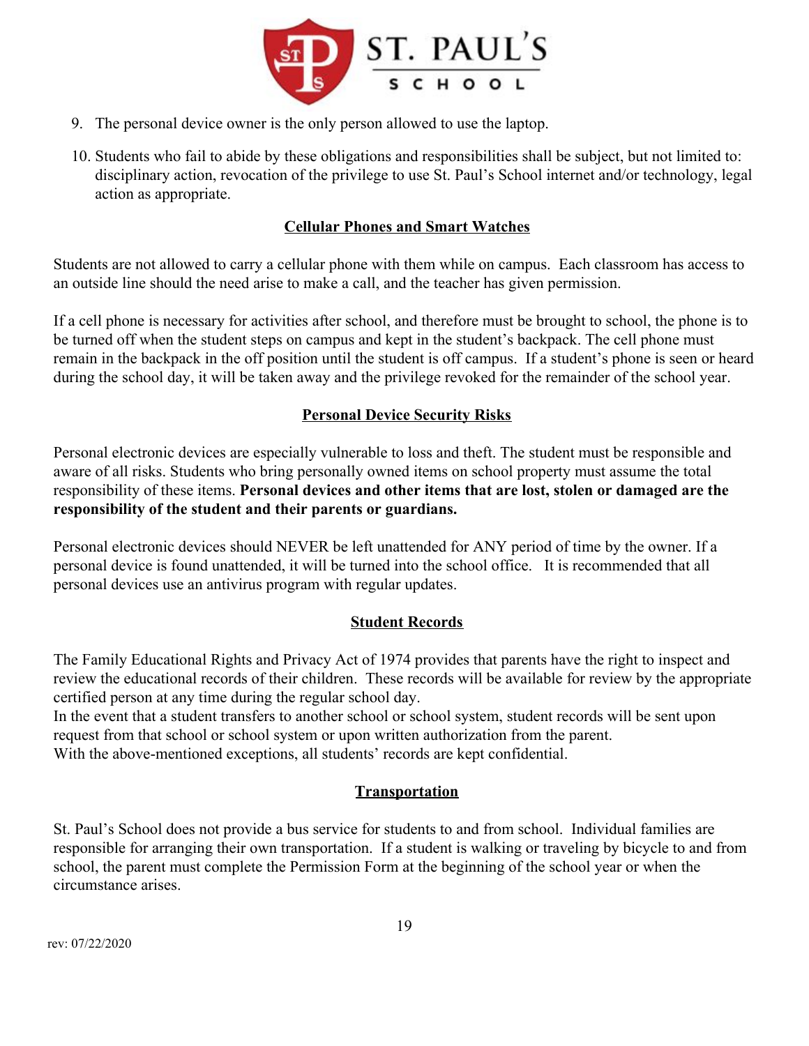9. The personal device owner is the only person allowed to use the laptop.
10. Students who fail to abide by these obligations and responsibilities shall be subject, but not limited to: disciplinary action, revocation of the privilege to use St. Paul's School internet and/or technology, legal action as appropriate.

## Cellular Phones and Smart Watches

Students are not allowed to carry a cellular phone with them while on campus. Each classroom has access to an outside line should the need arise to make a call, and the teacher has given permission.

If a cell phone is necessary for activities after school, and therefore must be brought to school, the phone is to be turned off when the student steps on campus and kept in the student's backpack. The cell phone must remain in the backpack in the off position until the student is off campus. If a student's phone is seen or heard during the school day, it will be taken away and the privilege revoked for the remainder of the school year.

## Personal Device Security Risks

Personal electronic devices are especially vulnerable to loss and theft. The student must be responsible and aware of all risks. Students who bring personally owned items on school property must assume the total responsibility of these items. **Personal devices and other items that are lost, stolen or damaged are the responsibility of the student and their parents or guardians.**

Personal electronic devices should NEVER be left unattended for ANY period of time by the owner. If a personal device is found unattended, it will be turned into the school office. It is recommended that all personal devices use an antivirus program with regular updates.

## Student Records

The Family Educational Rights and Privacy Act of 1974 provides that parents have the right to inspect and review the educational records of their children. These records will be available for review by the appropriate certified person at any time during the regular school day.
In the event that a student transfers to another school or school system, student records will be sent upon request from that school or school system or upon written authorization from the parent.
With the above-mentioned exceptions, all students' records are kept confidential.

## Transportation

St. Paul's School does not provide a bus service for students to and from school. Individual families are responsible for arranging their own transportation. If a student is walking or traveling by bicycle to and from school, the parent must complete the Permission Form at the beginning of the school year or when the circumstance arises.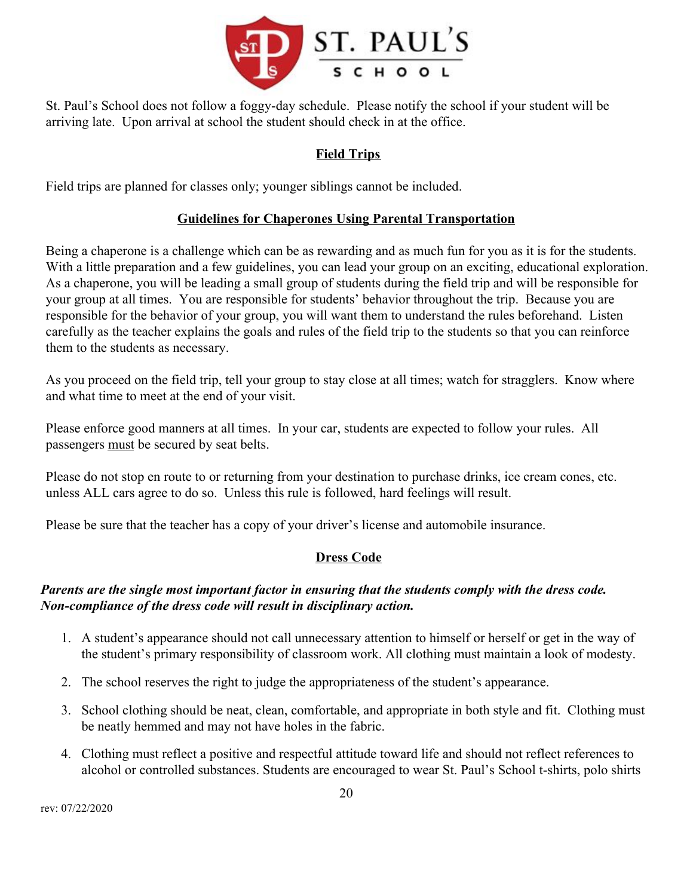St. Paul's School does not follow a foggy-day schedule. Please notify the school if your student will be arriving late. Upon arrival at school the student should check in at the office.

## Field Trips

Field trips are planned for classes only; younger siblings cannot be included.

## Guidelines for Chaperones Using Parental Transportation

Being a chaperone is a challenge which can be as rewarding and as much fun for you as it is for the students. With a little preparation and a few guidelines, you can lead your group on an exciting, educational exploration. As a chaperone, you will be leading a small group of students during the field trip and will be responsible for your group at all times. You are responsible for students' behavior throughout the trip. Because you are responsible for the behavior of your group, you will want them to understand the rules beforehand. Listen carefully as the teacher explains the goals and rules of the field trip to the students so that you can reinforce them to the students as necessary.

As you proceed on the field trip, tell your group to stay close at all times; watch for stragglers. Know where and what time to meet at the end of your visit.

Please enforce good manners at all times. In your car, students are expected to follow your rules. All passengers must be secured by seat belts.

Please do not stop en route to or returning from your destination to purchase drinks, ice cream cones, etc. unless ALL cars agree to do so. Unless this rule is followed, hard feelings will result.

Please be sure that the teacher has a copy of your driver's license and automobile insurance.

## Dress Code

***Parents are the single most important factor in ensuring that the students comply with the dress code. Non-compliance of the dress code will result in disciplinary action.***

1. A student's appearance should not call unnecessary attention to himself or herself or get in the way of the student's primary responsibility of classroom work. All clothing must maintain a look of modesty.
2. The school reserves the right to judge the appropriateness of the student's appearance.
3. School clothing should be neat, clean, comfortable, and appropriate in both style and fit. Clothing must be neatly hemmed and may not have holes in the fabric.
4. Clothing must reflect a positive and respectful attitude toward life and should not reflect references to alcohol or controlled substances. Students are encouraged to wear St. Paul's School t-shirts, polo shirts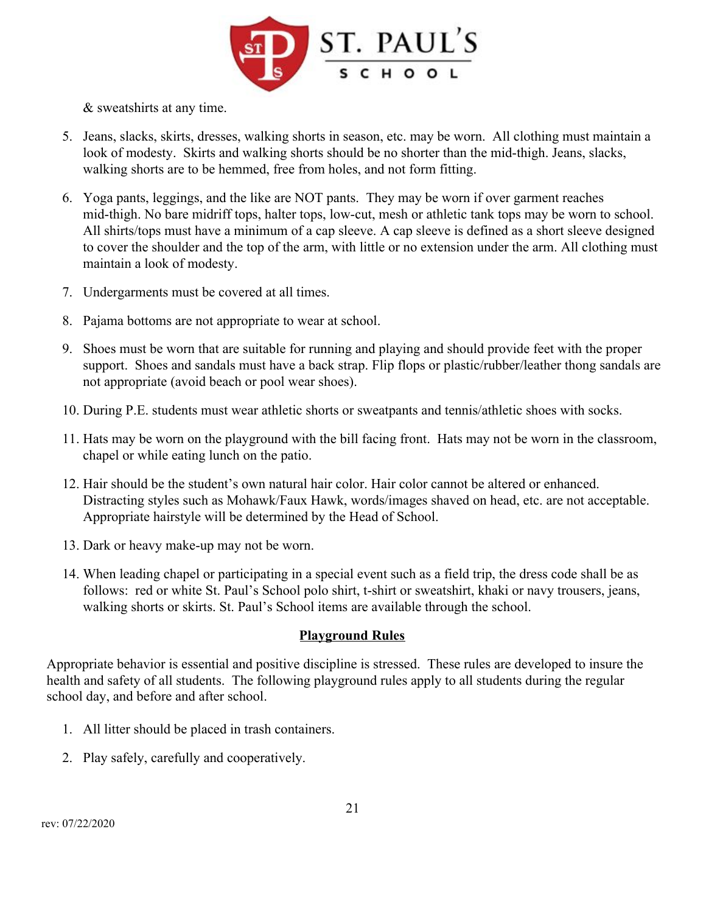& sweatshirts at any time.

5. Jeans, slacks, skirts, dresses, walking shorts in season, etc. may be worn. All clothing must maintain a look of modesty. Skirts and walking shorts should be no shorter than the mid-thigh. Jeans, slacks, walking shorts are to be hemmed, free from holes, and not form fitting.

6. Yoga pants, leggings, and the like are NOT pants. They may be worn if over garment reaches mid-thigh. No bare midriff tops, halter tops, low-cut, mesh or athletic tank tops may be worn to school. All shirts/tops must have a minimum of a cap sleeve. A cap sleeve is defined as a short sleeve designed to cover the shoulder and the top of the arm, with little or no extension under the arm. All clothing must maintain a look of modesty.

7. Undergarments must be covered at all times.

8. Pajama bottoms are not appropriate to wear at school.

9. Shoes must be worn that are suitable for running and playing and should provide feet with the proper support. Shoes and sandals must have a back strap. Flip flops or plastic/rubber/leather thong sandals are not appropriate (avoid beach or pool wear shoes).

10. During P.E. students must wear athletic shorts or sweatpants and tennis/athletic shoes with socks.

11. Hats may be worn on the playground with the bill facing front. Hats may not be worn in the classroom, chapel or while eating lunch on the patio.

12. Hair should be the student's own natural hair color. Hair color cannot be altered or enhanced. Distracting styles such as Mohawk/Faux Hawk, words/images shaved on head, etc. are not acceptable. Appropriate hairstyle will be determined by the Head of School.

13. Dark or heavy make-up may not be worn.

14. When leading chapel or participating in a special event such as a field trip, the dress code shall be as follows: red or white St. Paul's School polo shirt, t-shirt or sweatshirt, khaki or navy trousers, jeans, walking shorts or skirts. St. Paul's School items are available through the school.

## Playground Rules

Appropriate behavior is essential and positive discipline is stressed. These rules are developed to insure the health and safety of all students. The following playground rules apply to all students during the regular school day, and before and after school.

1. All litter should be placed in trash containers.

2. Play safely, carefully and cooperatively.

rev: 07/22/2020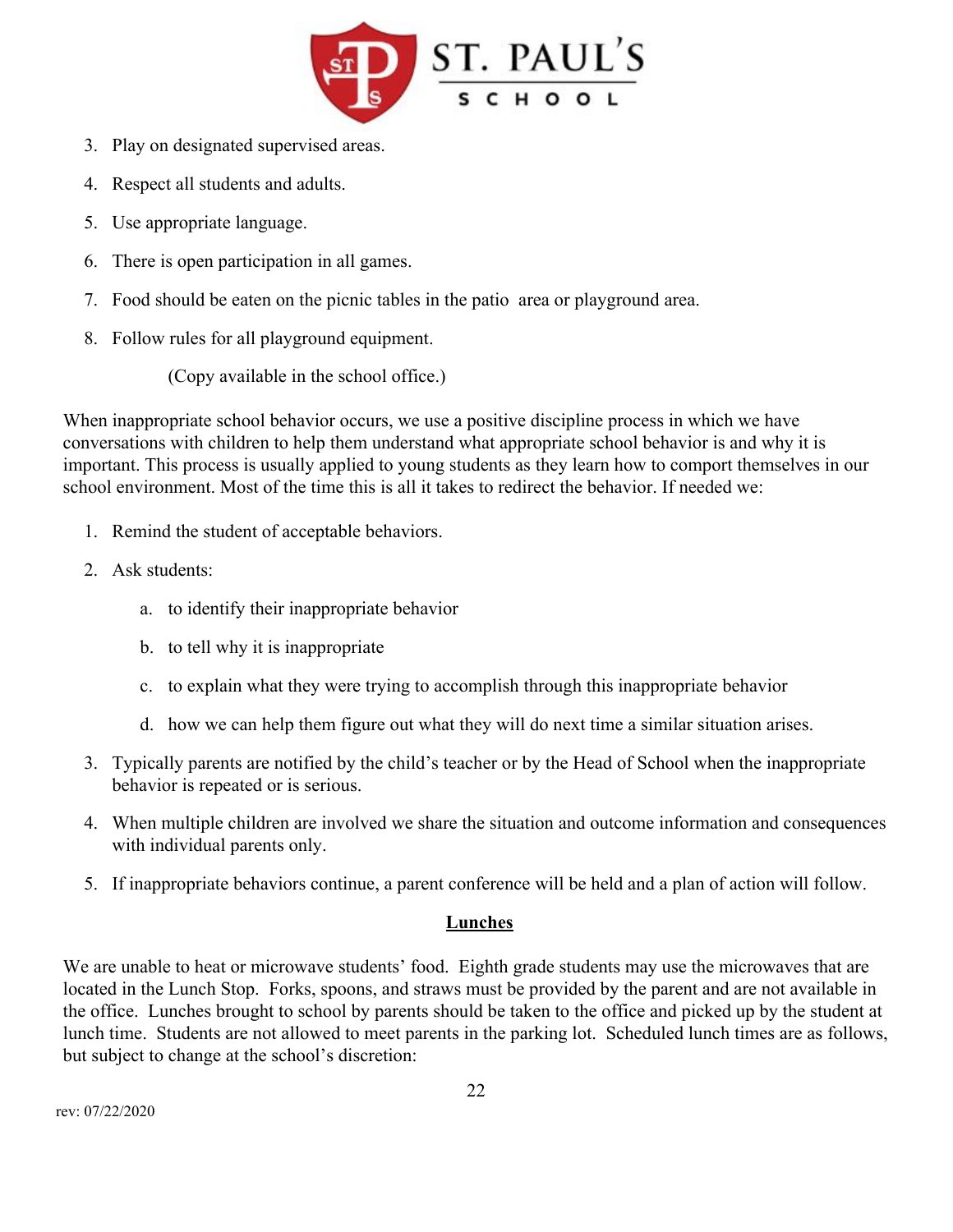3. Play on designated supervised areas.
4. Respect all students and adults.
5. Use appropriate language.
6. There is open participation in all games.
7. Food should be eaten on the picnic tables in the patio area or playground area.
8. Follow rules for all playground equipment.

   (Copy available in the school office.)

When inappropriate school behavior occurs, we use a positive discipline process in which we have conversations with children to help them understand what appropriate school behavior is and why it is important. This process is usually applied to young students as they learn how to comport themselves in our school environment. Most of the time this is all it takes to redirect the behavior. If needed we:

1. Remind the student of acceptable behaviors.
2. Ask students:
   a. to identify their inappropriate behavior
   b. to tell why it is inappropriate
   c. to explain what they were trying to accomplish through this inappropriate behavior
   d. how we can help them figure out what they will do next time a similar situation arises.
3. Typically parents are notified by the child's teacher or by the Head of School when the inappropriate behavior is repeated or is serious.
4. When multiple children are involved we share the situation and outcome information and consequences with individual parents only.
5. If inappropriate behaviors continue, a parent conference will be held and a plan of action will follow.

## **Lunches**

We are unable to heat or microwave students' food. Eighth grade students may use the microwaves that are located in the Lunch Stop. Forks, spoons, and straws must be provided by the parent and are not available in the office. Lunches brought to school by parents should be taken to the office and picked up by the student at lunch time. Students are not allowed to meet parents in the parking lot. Scheduled lunch times are as follows, but subject to change at the school's discretion: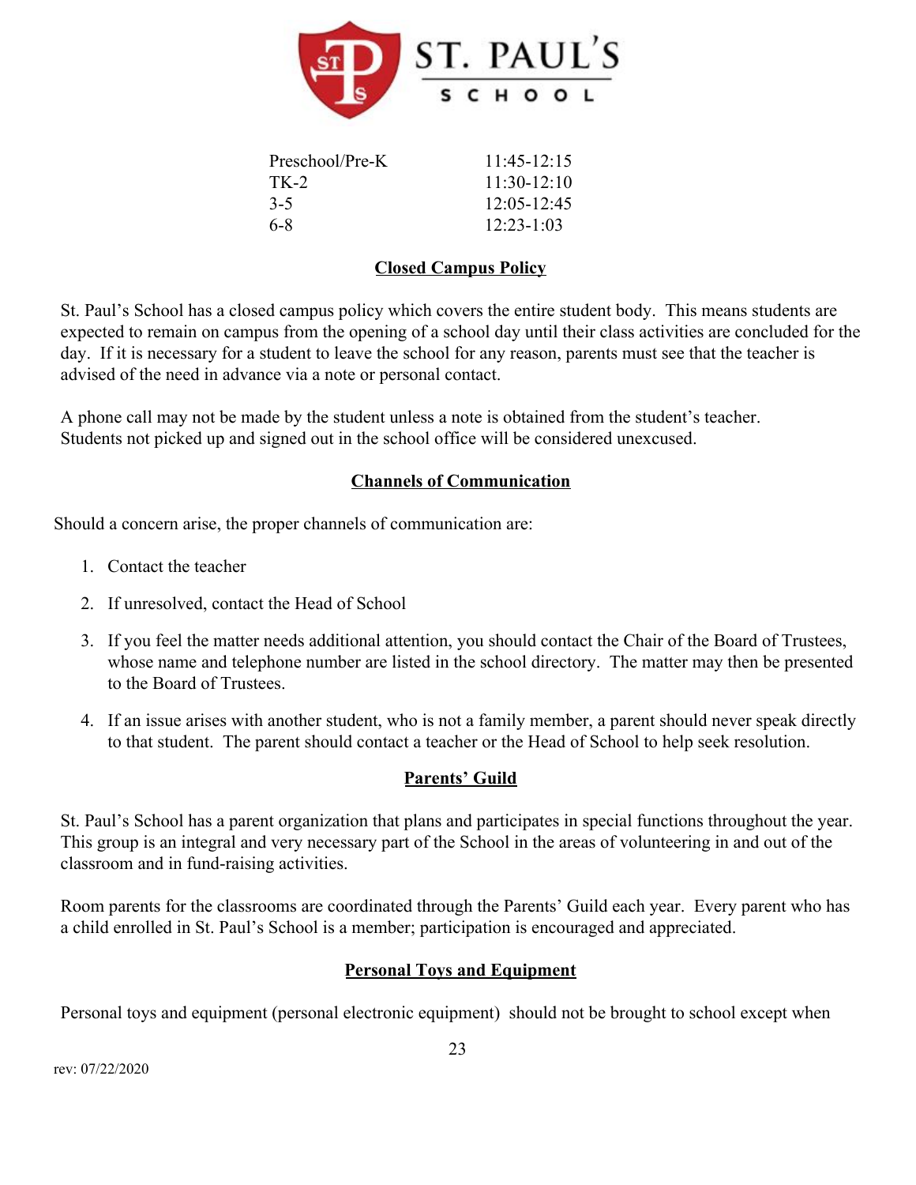| | |
|---|---|
| Preschool/Pre-K | 11:45-12:15 |
| TK-2 | 11:30-12:10 |
| 3-5 | 12:05-12:45 |
| 6-8 | 12:23-1:03 |

## Closed Campus Policy

St. Paul's School has a closed campus policy which covers the entire student body. This means students are expected to remain on campus from the opening of a school day until their class activities are concluded for the day. If it is necessary for a student to leave the school for any reason, parents must see that the teacher is advised of the need in advance via a note or personal contact.

A phone call may not be made by the student unless a note is obtained from the student's teacher. Students not picked up and signed out in the school office will be considered unexcused.

## Channels of Communication

Should a concern arise, the proper channels of communication are:

1. Contact the teacher
2. If unresolved, contact the Head of School
3. If you feel the matter needs additional attention, you should contact the Chair of the Board of Trustees, whose name and telephone number are listed in the school directory. The matter may then be presented to the Board of Trustees.
4. If an issue arises with another student, who is not a family member, a parent should never speak directly to that student. The parent should contact a teacher or the Head of School to help seek resolution.

## Parents' Guild

St. Paul's School has a parent organization that plans and participates in special functions throughout the year. This group is an integral and very necessary part of the School in the areas of volunteering in and out of the classroom and in fund-raising activities.

Room parents for the classrooms are coordinated through the Parents' Guild each year. Every parent who has a child enrolled in St. Paul's School is a member; participation is encouraged and appreciated.

## Personal Toys and Equipment

Personal toys and equipment (personal electronic equipment) should not be brought to school except when

rev: 07/22/2020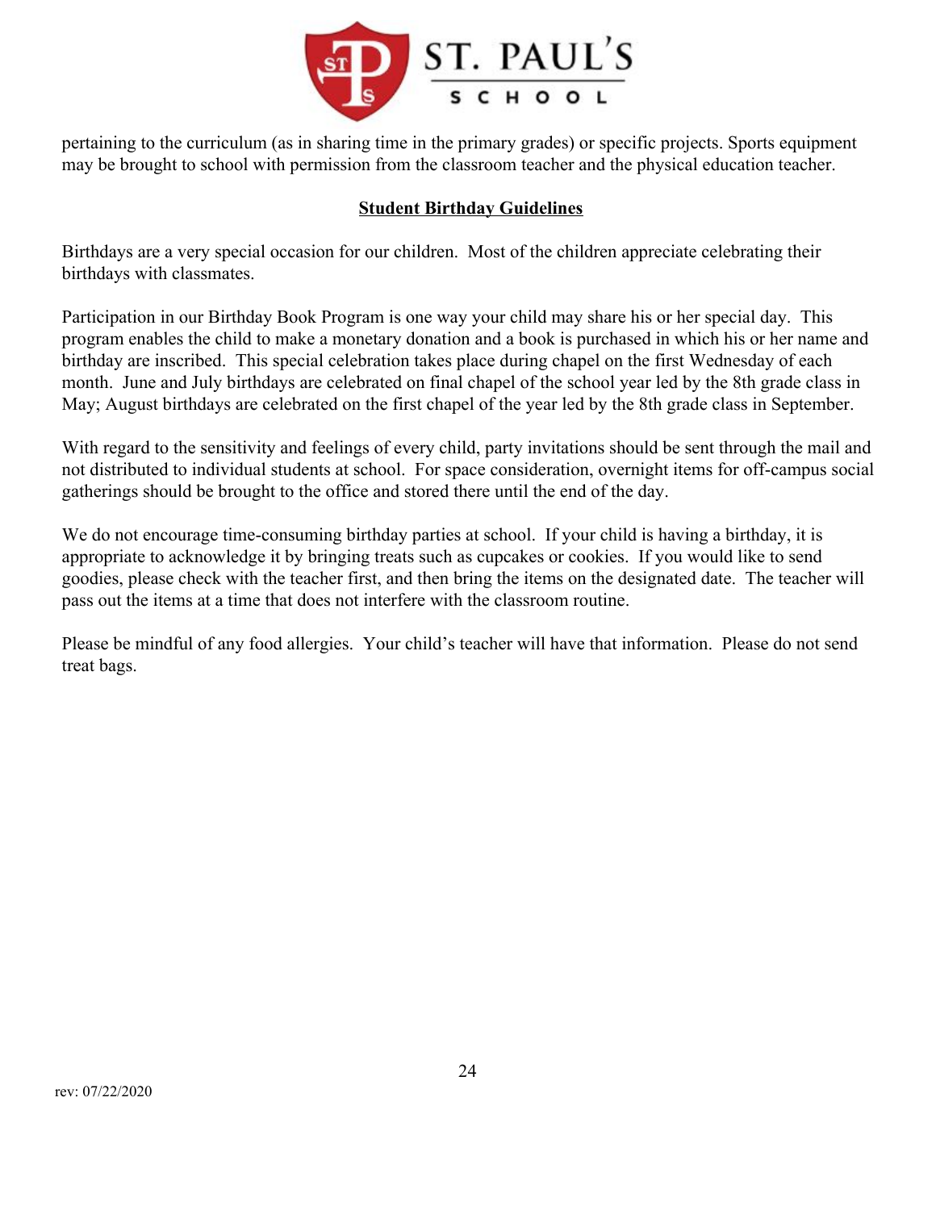pertaining to the curriculum (as in sharing time in the primary grades) or specific projects. Sports equipment may be brought to school with permission from the classroom teacher and the physical education teacher.

## Student Birthday Guidelines

Birthdays are a very special occasion for our children. Most of the children appreciate celebrating their birthdays with classmates.

Participation in our Birthday Book Program is one way your child may share his or her special day. This program enables the child to make a monetary donation and a book is purchased in which his or her name and birthday are inscribed. This special celebration takes place during chapel on the first Wednesday of each month. June and July birthdays are celebrated on final chapel of the school year led by the 8th grade class in May; August birthdays are celebrated on the first chapel of the year led by the 8th grade class in September.

With regard to the sensitivity and feelings of every child, party invitations should be sent through the mail and not distributed to individual students at school. For space consideration, overnight items for off-campus social gatherings should be brought to the office and stored there until the end of the day.

We do not encourage time-consuming birthday parties at school. If your child is having a birthday, it is appropriate to acknowledge it by bringing treats such as cupcakes or cookies. If you would like to send goodies, please check with the teacher first, and then bring the items on the designated date. The teacher will pass out the items at a time that does not interfere with the classroom routine.

Please be mindful of any food allergies. Your child's teacher will have that information. Please do not send treat bags.